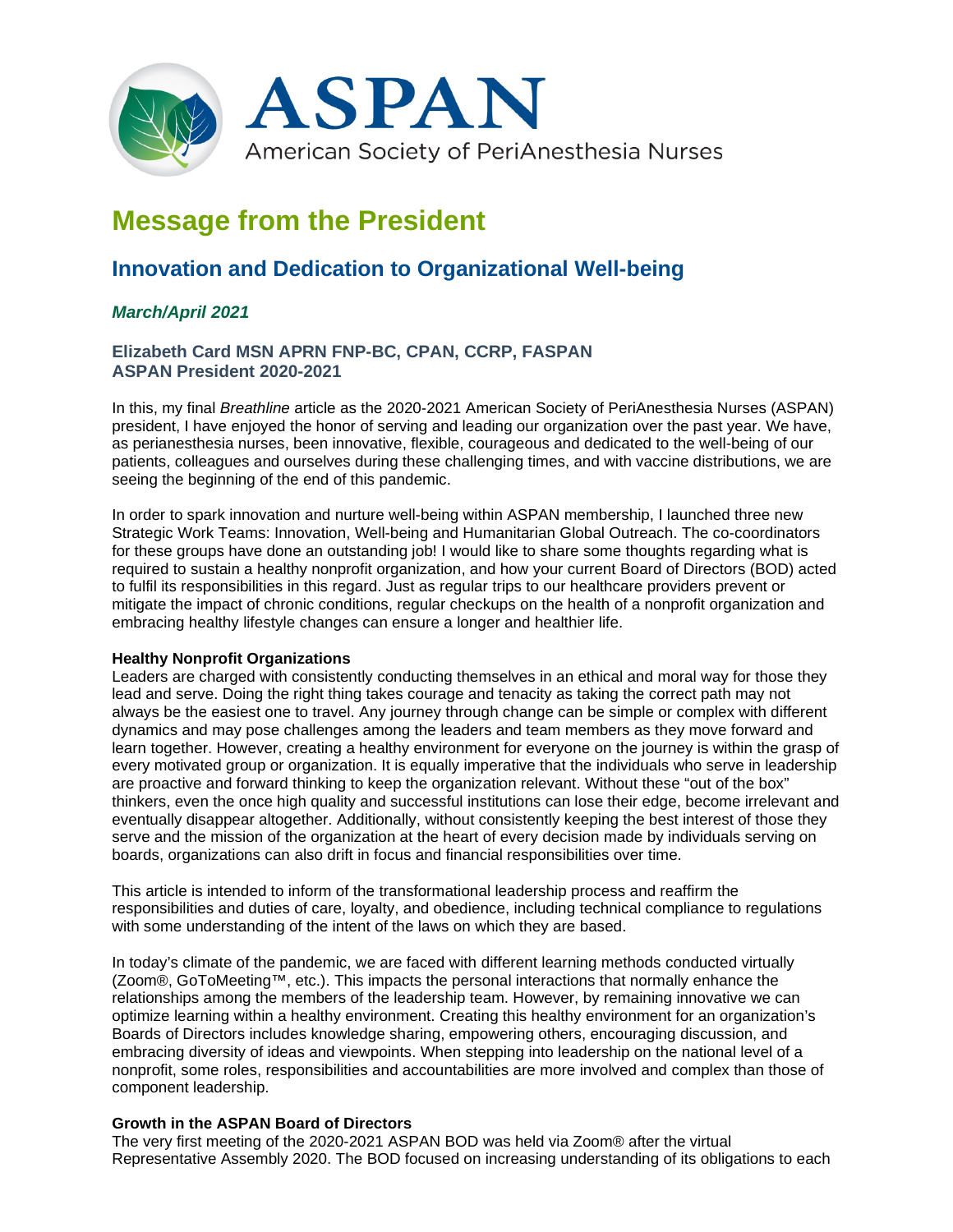ASPAN

American Society of PeriAnesthesia Nurses

# Message from the President

## Innovation and Dedication to Organizational Well-being

### *March/April 2021*

**Elizabeth Card MSN APRN FNP-BC, CPAN, CCRP, FASPAN**
**ASPAN President 2020-2021**

In this, my final *Breathline* article as the 2020-2021 American Society of PeriAnesthesia Nurses (ASPAN) president, I have enjoyed the honor of serving and leading our organization over the past year. We have, as perianesthesia nurses, been innovative, flexible, courageous and dedicated to the well-being of our patients, colleagues and ourselves during these challenging times, and with vaccine distributions, we are seeing the beginning of the end of this pandemic.

In order to spark innovation and nurture well-being within ASPAN membership, I launched three new Strategic Work Teams: Innovation, Well-being and Humanitarian Global Outreach. The co-coordinators for these groups have done an outstanding job! I would like to share some thoughts regarding what is required to sustain a healthy nonprofit organization, and how your current Board of Directors (BOD) acted to fulfil its responsibilities in this regard. Just as regular trips to our healthcare providers prevent or mitigate the impact of chronic conditions, regular checkups on the health of a nonprofit organization and embracing healthy lifestyle changes can ensure a longer and healthier life.

**Healthy Nonprofit Organizations**

Leaders are charged with consistently conducting themselves in an ethical and moral way for those they lead and serve. Doing the right thing takes courage and tenacity as taking the correct path may not always be the easiest one to travel. Any journey through change can be simple or complex with different dynamics and may pose challenges among the leaders and team members as they move forward and learn together. However, creating a healthy environment for everyone on the journey is within the grasp of every motivated group or organization. It is equally imperative that the individuals who serve in leadership are proactive and forward thinking to keep the organization relevant. Without these "out of the box" thinkers, even the once high quality and successful institutions can lose their edge, become irrelevant and eventually disappear altogether. Additionally, without consistently keeping the best interest of those they serve and the mission of the organization at the heart of every decision made by individuals serving on boards, organizations can also drift in focus and financial responsibilities over time.

This article is intended to inform of the transformational leadership process and reaffirm the responsibilities and duties of care, loyalty, and obedience, including technical compliance to regulations with some understanding of the intent of the laws on which they are based.

In today's climate of the pandemic, we are faced with different learning methods conducted virtually (Zoom®, GoToMeeting™, etc.). This impacts the personal interactions that normally enhance the relationships among the members of the leadership team. However, by remaining innovative we can optimize learning within a healthy environment. Creating this healthy environment for an organization's Boards of Directors includes knowledge sharing, empowering others, encouraging discussion, and embracing diversity of ideas and viewpoints. When stepping into leadership on the national level of a nonprofit, some roles, responsibilities and accountabilities are more involved and complex than those of component leadership.

**Growth in the ASPAN Board of Directors**

The very first meeting of the 2020-2021 ASPAN BOD was held via Zoom® after the virtual Representative Assembly 2020. The BOD focused on increasing understanding of its obligations to each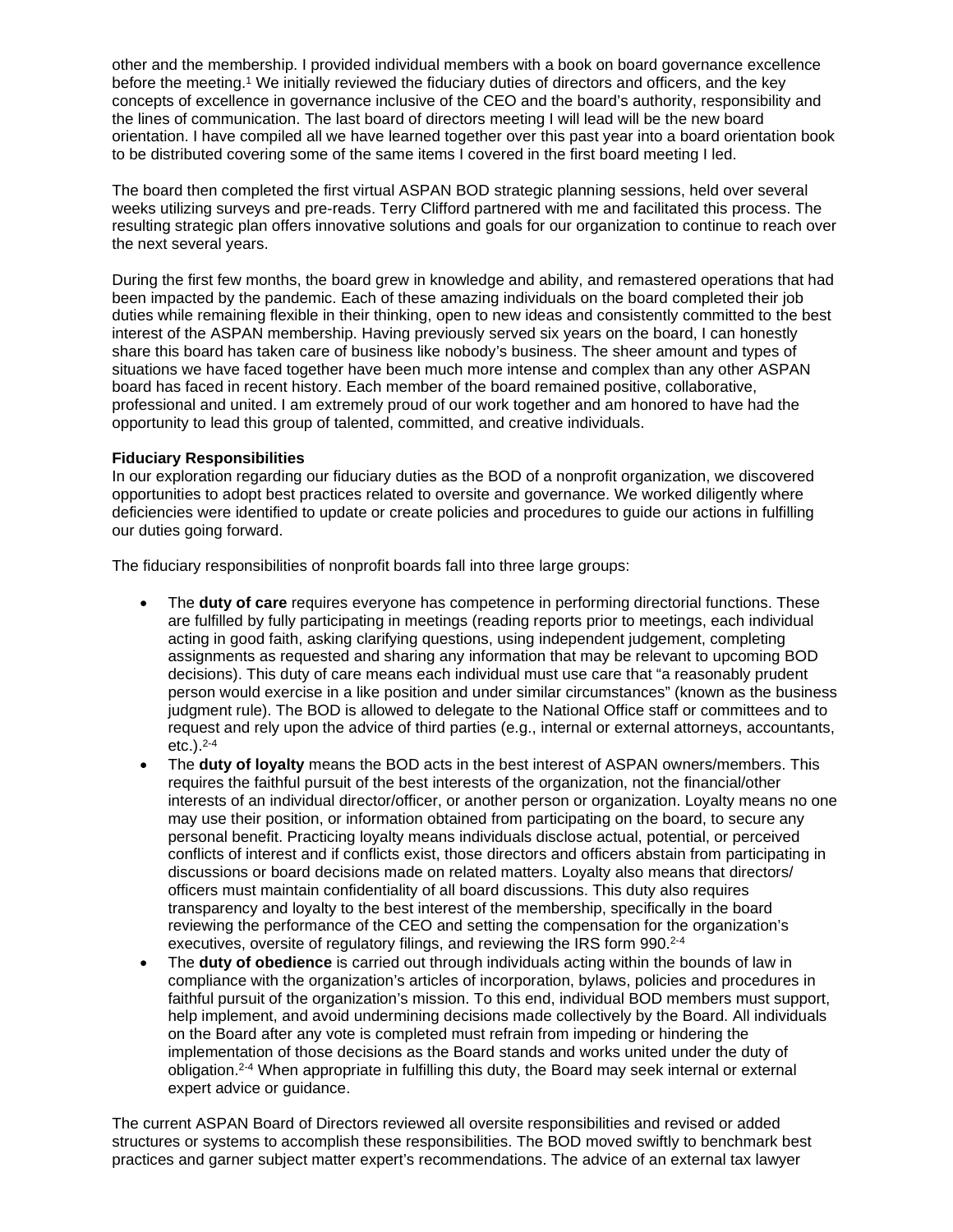other and the membership. I provided individual members with a book on board governance excellence before the meeting.[1] We initially reviewed the fiduciary duties of directors and officers, and the key concepts of excellence in governance inclusive of the CEO and the board's authority, responsibility and the lines of communication. The last board of directors meeting I will lead will be the new board orientation. I have compiled all we have learned together over this past year into a board orientation book to be distributed covering some of the same items I covered in the first board meeting I led.

The board then completed the first virtual ASPAN BOD strategic planning sessions, held over several weeks utilizing surveys and pre-reads. Terry Clifford partnered with me and facilitated this process. The resulting strategic plan offers innovative solutions and goals for our organization to continue to reach over the next several years.

During the first few months, the board grew in knowledge and ability, and remastered operations that had been impacted by the pandemic. Each of these amazing individuals on the board completed their job duties while remaining flexible in their thinking, open to new ideas and consistently committed to the best interest of the ASPAN membership. Having previously served six years on the board, I can honestly share this board has taken care of business like nobody's business. The sheer amount and types of situations we have faced together have been much more intense and complex than any other ASPAN board has faced in recent history. Each member of the board remained positive, collaborative, professional and united. I am extremely proud of our work together and am honored to have had the opportunity to lead this group of talented, committed, and creative individuals.

**Fiduciary Responsibilities**
In our exploration regarding our fiduciary duties as the BOD of a nonprofit organization, we discovered opportunities to adopt best practices related to oversite and governance. We worked diligently where deficiencies were identified to update or create policies and procedures to guide our actions in fulfilling our duties going forward.

The fiduciary responsibilities of nonprofit boards fall into three large groups:

- The **duty of care** requires everyone has competence in performing directorial functions. These are fulfilled by fully participating in meetings (reading reports prior to meetings, each individual acting in good faith, asking clarifying questions, using independent judgement, completing assignments as requested and sharing any information that may be relevant to upcoming BOD decisions). This duty of care means each individual must use care that "a reasonably prudent person would exercise in a like position and under similar circumstances" (known as the business judgment rule). The BOD is allowed to delegate to the National Office staff or committees and to request and rely upon the advice of third parties (e.g., internal or external attorneys, accountants, etc.).[2-4]
- The **duty of loyalty** means the BOD acts in the best interest of ASPAN owners/members. This requires the faithful pursuit of the best interests of the organization, not the financial/other interests of an individual director/officer, or another person or organization. Loyalty means no one may use their position, or information obtained from participating on the board, to secure any personal benefit. Practicing loyalty means individuals disclose actual, potential, or perceived conflicts of interest and if conflicts exist, those directors and officers abstain from participating in discussions or board decisions made on related matters. Loyalty also means that directors/ officers must maintain confidentiality of all board discussions. This duty also requires transparency and loyalty to the best interest of the membership, specifically in the board reviewing the performance of the CEO and setting the compensation for the organization's executives, oversite of regulatory filings, and reviewing the IRS form 990.[2-4]
- The **duty of obedience** is carried out through individuals acting within the bounds of law in compliance with the organization's articles of incorporation, bylaws, policies and procedures in faithful pursuit of the organization's mission. To this end, individual BOD members must support, help implement, and avoid undermining decisions made collectively by the Board. All individuals on the Board after any vote is completed must refrain from impeding or hindering the implementation of those decisions as the Board stands and works united under the duty of obligation.[2-4] When appropriate in fulfilling this duty, the Board may seek internal or external expert advice or guidance.

The current ASPAN Board of Directors reviewed all oversite responsibilities and revised or added structures or systems to accomplish these responsibilities. The BOD moved swiftly to benchmark best practices and garner subject matter expert's recommendations. The advice of an external tax lawyer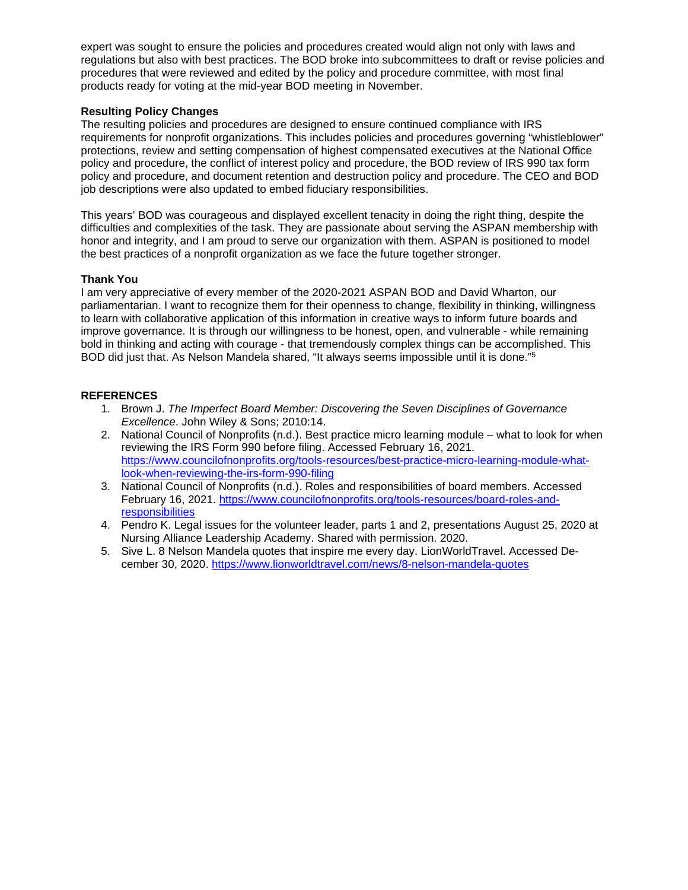expert was sought to ensure the policies and procedures created would align not only with laws and regulations but also with best practices. The BOD broke into subcommittees to draft or revise policies and procedures that were reviewed and edited by the policy and procedure committee, with most final products ready for voting at the mid-year BOD meeting in November.

**Resulting Policy Changes**

The resulting policies and procedures are designed to ensure continued compliance with IRS requirements for nonprofit organizations. This includes policies and procedures governing "whistleblower" protections, review and setting compensation of highest compensated executives at the National Office policy and procedure, the conflict of interest policy and procedure, the BOD review of IRS 990 tax form policy and procedure, and document retention and destruction policy and procedure. The CEO and BOD job descriptions were also updated to embed fiduciary responsibilities.

This years' BOD was courageous and displayed excellent tenacity in doing the right thing, despite the difficulties and complexities of the task. They are passionate about serving the ASPAN membership with honor and integrity, and I am proud to serve our organization with them. ASPAN is positioned to model the best practices of a nonprofit organization as we face the future together stronger.

**Thank You**

I am very appreciative of every member of the 2020-2021 ASPAN BOD and David Wharton, our parliamentarian. I want to recognize them for their openness to change, flexibility in thinking, willingness to learn with collaborative application of this information in creative ways to inform future boards and improve governance. It is through our willingness to be honest, open, and vulnerable - while remaining bold in thinking and acting with courage - that tremendously complex things can be accomplished. This BOD did just that. As Nelson Mandela shared, "It always seems impossible until it is done."[5]

**REFERENCES**

1. Brown J. *The Imperfect Board Member: Discovering the Seven Disciplines of Governance Excellence*. John Wiley & Sons; 2010:14.
2. National Council of Nonprofits (n.d.). Best practice micro learning module – what to look for when reviewing the IRS Form 990 before filing. Accessed February 16, 2021. https://www.councilofnonprofits.org/tools-resources/best-practice-micro-learning-module-what-look-when-reviewing-the-irs-form-990-filing
3. National Council of Nonprofits (n.d.). Roles and responsibilities of board members. Accessed February 16, 2021. https://www.councilofnonprofits.org/tools-resources/board-roles-and-responsibilities
4. Pendro K. Legal issues for the volunteer leader, parts 1 and 2, presentations August 25, 2020 at Nursing Alliance Leadership Academy. Shared with permission. 2020.
5. Sive L. 8 Nelson Mandela quotes that inspire me every day. LionWorldTravel. Accessed December 30, 2020. https://www.lionworldtravel.com/news/8-nelson-mandela-quotes